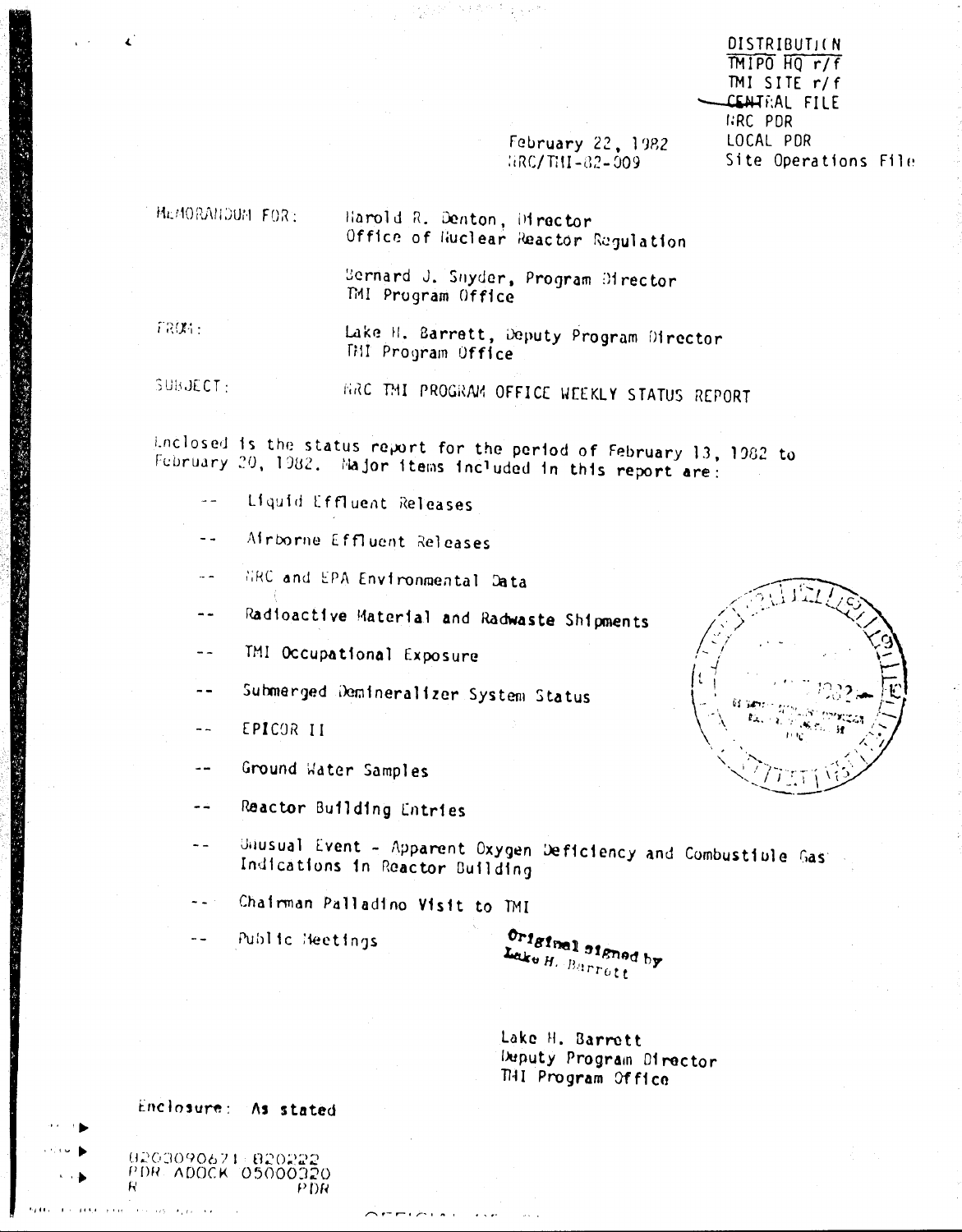DISTRIBUTION
TMIPO HQ r/f
TMI SITE r/f
CENTRAL FILE
NRC PDR
LOCAL PDR
Site Operations File

February 22, 1982
NRC/TMI-82-009

MEMORANDUM FOR: Harold R. Denton, Director
Office of Nuclear Reactor Regulation

Bernard J. Snyder, Program Director
TMI Program Office

FROM: Lake H. Barrett, Deputy Program Director
TMI Program Office

SUBJECT: NRC TMI PROGRAM OFFICE WEEKLY STATUS REPORT

Enclosed is the status report for the period of February 13, 1982 to February 20, 1982. Major items included in this report are:

- Liquid Effluent Releases
- Airborne Effluent Releases
- NRC and EPA Environmental Data
- Radioactive Material and Radwaste Shipments
- TMI Occupational Exposure
- Submerged Demineralizer System Status
- EPICOR II
- Ground Water Samples
- Reactor Building Entries
- Unusual Event - Apparent Oxygen Deficiency and Combustible Gas Indications in Reactor Building
- Chairman Palladino Visit to TMI
- Public Meetings

Original signed by
Lake H. Barrett

Lake H. Barrett
Deputy Program Director
TMI Program Office

Enclosure: As stated

8203090671 820222
PDR ADOCK 05000320
R PDR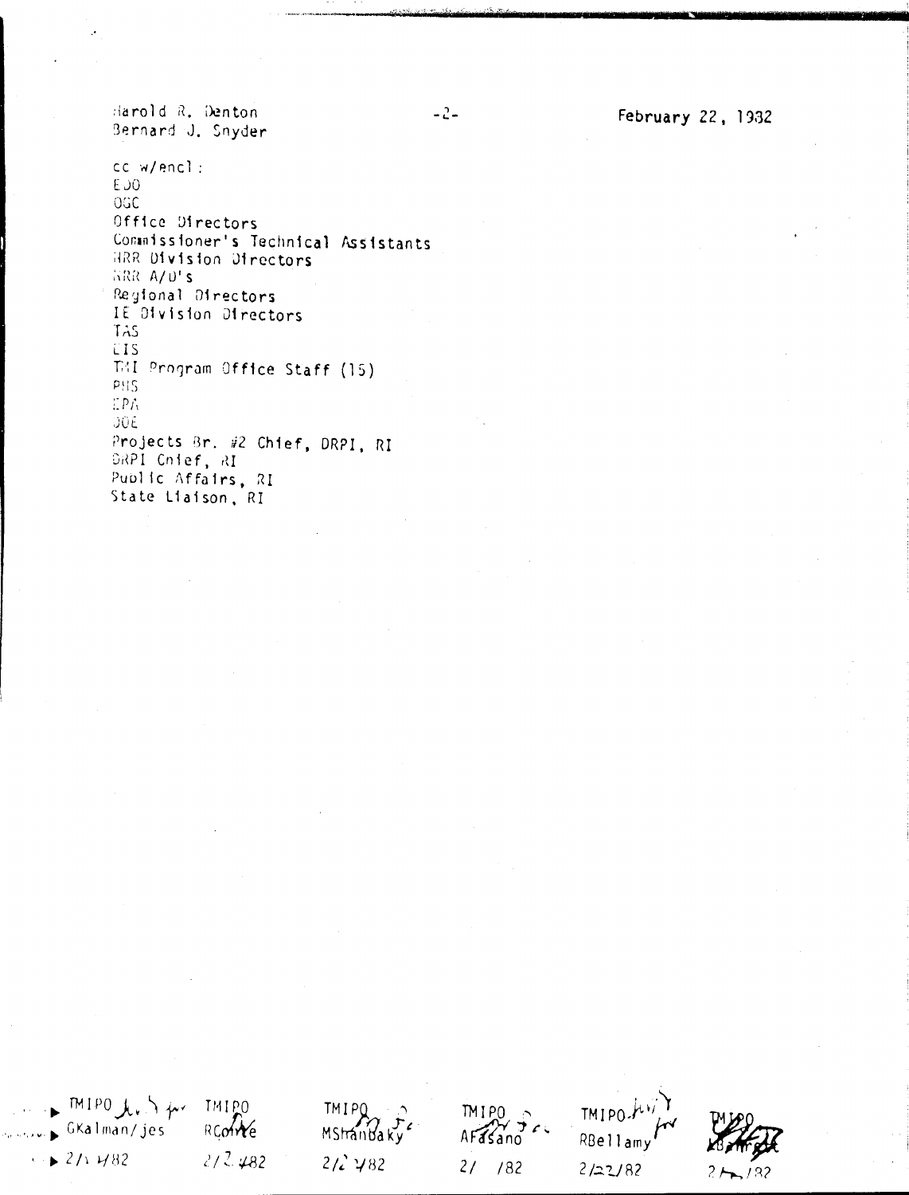Harold R. Denton
Bernard J. Snyder

February 22, 1982

cc w/encl:
EDO
OGC
Office Directors
Commissioner's Technical Assistants
NRR Division Directors
NRR A/D's
Regional Directors
IE Division Directors
TAS
EIS
TMI Program Office Staff (15)
PHS
EPA
DOE
Projects Br. #2 Chief, DRPI, RI
DRPI Chief, RI
Public Affairs, RI
State Liaison, RI

| TMIPO | TMIPO | TMIPO | TMIPO | TMIPO | TMIPO |
|---|---|---|---|---|---|
| GKalman/jes | RConte | MShanbaky | AFasano | RBellamy | LBarrett |
| 2/ /82 | 2/ /82 | 2/ /82 | 2/ /82 | 2/22/82 | 2/ /82 |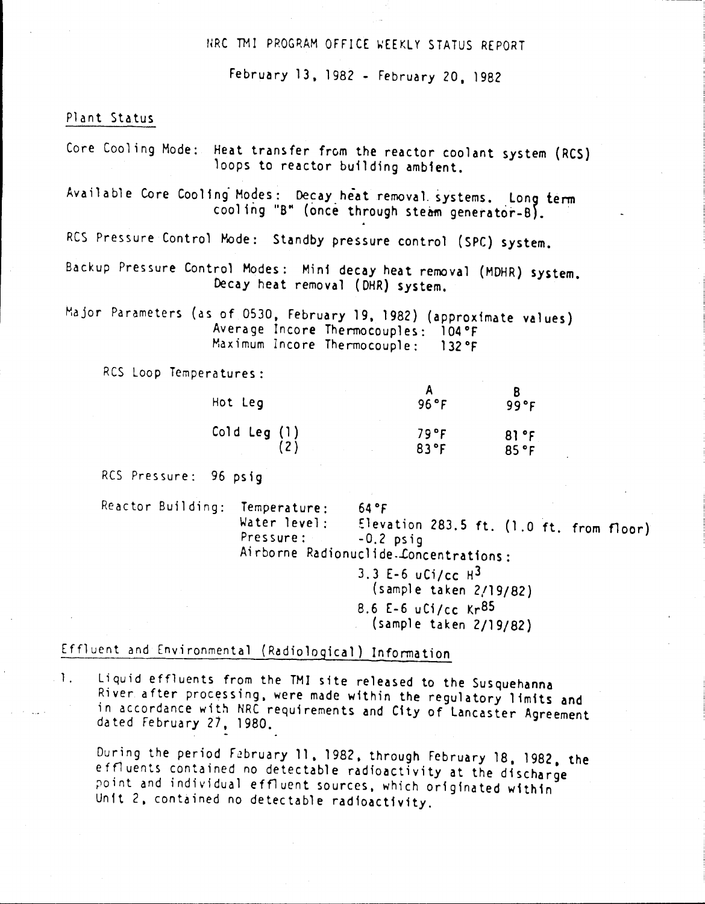# NRC TMI PROGRAM OFFICE WEEKLY STATUS REPORT

February 13, 1982 - February 20, 1982

## Plant Status

Core Cooling Mode: Heat transfer from the reactor coolant system (RCS) loops to reactor building ambient.

Available Core Cooling Modes: Decay heat removal systems. Long term cooling "B" (once through steam generator-B).

RCS Pressure Control Mode: Standby pressure control (SPC) system.

Backup Pressure Control Modes: Mini decay heat removal (MDHR) system. Decay heat removal (DHR) system.

Major Parameters (as of 0530, February 19, 1982) (approximate values)
Average Incore Thermocouples: 104°F
Maximum Incore Thermocouple: 132°F

RCS Loop Temperatures:

| | A | B |
|---|---|---|
| Hot Leg | 96°F | 99°F |
| Cold Leg (1) | 79°F | 81°F |
| (2) | 83°F | 85°F |

RCS Pressure: 96 psig

Reactor Building: Temperature: 64°F
Water level: Elevation 283.5 ft. (1.0 ft. from floor)
Pressure: -0.2 psig
Airborne Radionuclide Concentrations:

3.3 E-6 uCi/cc $H^3$
(sample taken 2/19/82)

8.6 E-6 uCi/cc $Kr^{85}$
(sample taken 2/19/82)

## Effluent and Environmental (Radiological) Information

1. Liquid effluents from the TMI site released to the Susquehanna River after processing, were made within the regulatory limits and in accordance with NRC requirements and City of Lancaster Agreement dated February 27, 1980.

   During the period February 11, 1982, through February 18, 1982, the effluents contained no detectable radioactivity at the discharge point and individual effluent sources, which originated within Unit 2, contained no detectable radioactivity.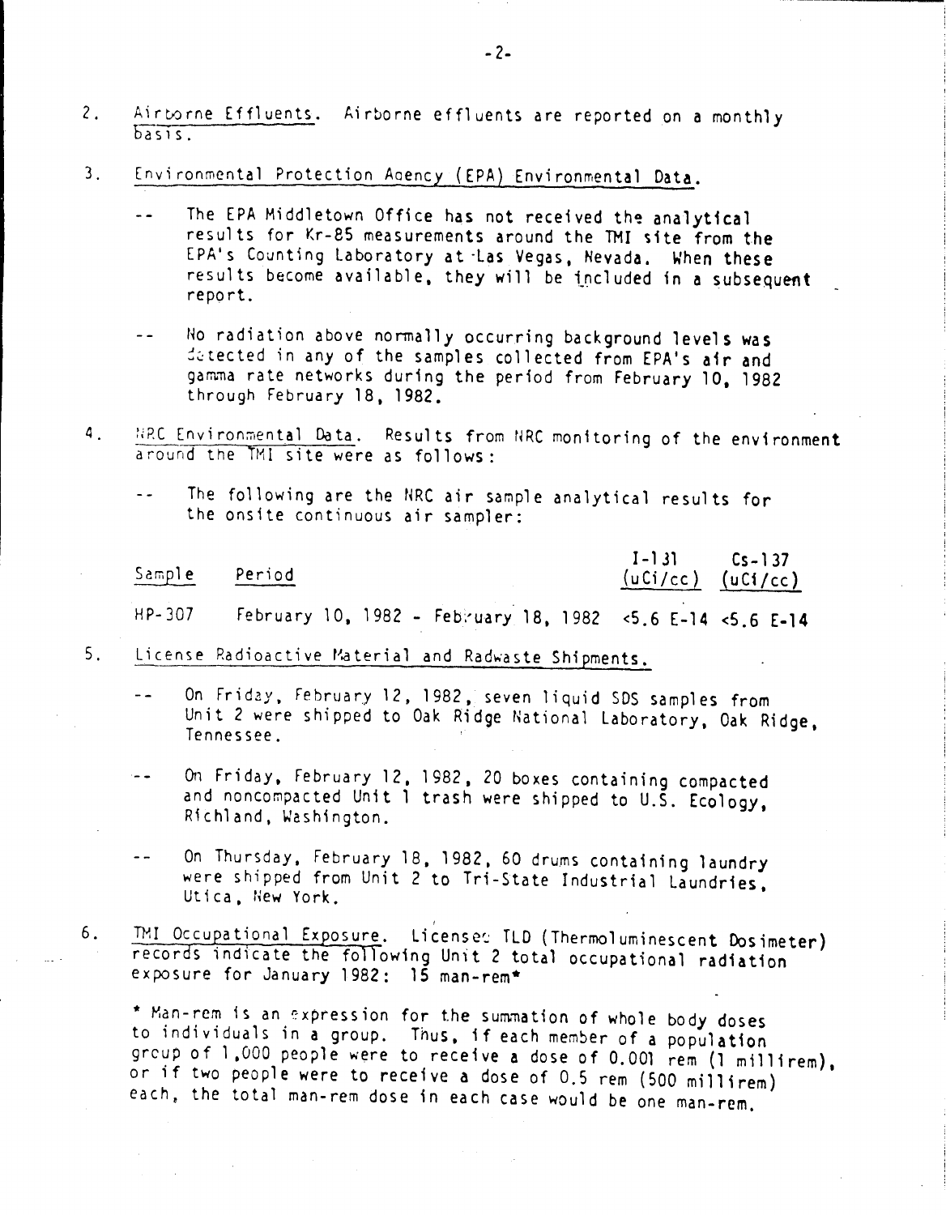2. <u>Airborne Effluents</u>. Airborne effluents are reported on a monthly basis.

3. <u>Environmental Protection Agency (EPA) Environmental Data</u>.

   -- The EPA Middletown Office has not received the analytical results for Kr-85 measurements around the TMI site from the EPA's Counting Laboratory at Las Vegas, Nevada. When these results become available, they will be included in a subsequent report.

   -- No radiation above normally occurring background levels was detected in any of the samples collected from EPA's air and gamma rate networks during the period from February 10, 1982 through February 18, 1982.

4. <u>NRC Environmental Data</u>. Results from NRC monitoring of the environment around the TMI site were as follows:

   -- The following are the NRC air sample analytical results for the onsite continuous air sampler:

| Sample | Period | I-131 (uCi/cc) | Cs-137 (uCi/cc) |
|---|---|---|---|
| HP-307 | February 10, 1982 - February 18, 1982 | <5.6 E-14 | <5.6 E-14 |

5. <u>License Radioactive Material and Radwaste Shipments</u>.

   -- On Friday, February 12, 1982, seven liquid SDS samples from Unit 2 were shipped to Oak Ridge National Laboratory, Oak Ridge, Tennessee.

   -- On Friday, February 12, 1982, 20 boxes containing compacted and noncompacted Unit 1 trash were shipped to U.S. Ecology, Richland, Washington.

   -- On Thursday, February 18, 1982, 60 drums containing laundry were shipped from Unit 2 to Tri-State Industrial Laundries, Utica, New York.

6. <u>TMI Occupational Exposure</u>. Licensee TLD (Thermoluminescent Dosimeter) records indicate the following Unit 2 total occupational radiation exposure for January 1982: 15 man-rem*

   * Man-rem is an expression for the summation of whole body doses to individuals in a group. Thus, if each member of a population group of 1,000 people were to receive a dose of 0.001 rem (1 millirem), or if two people were to receive a dose of 0.5 rem (500 millirem) each, the total man-rem dose in each case would be one man-rem.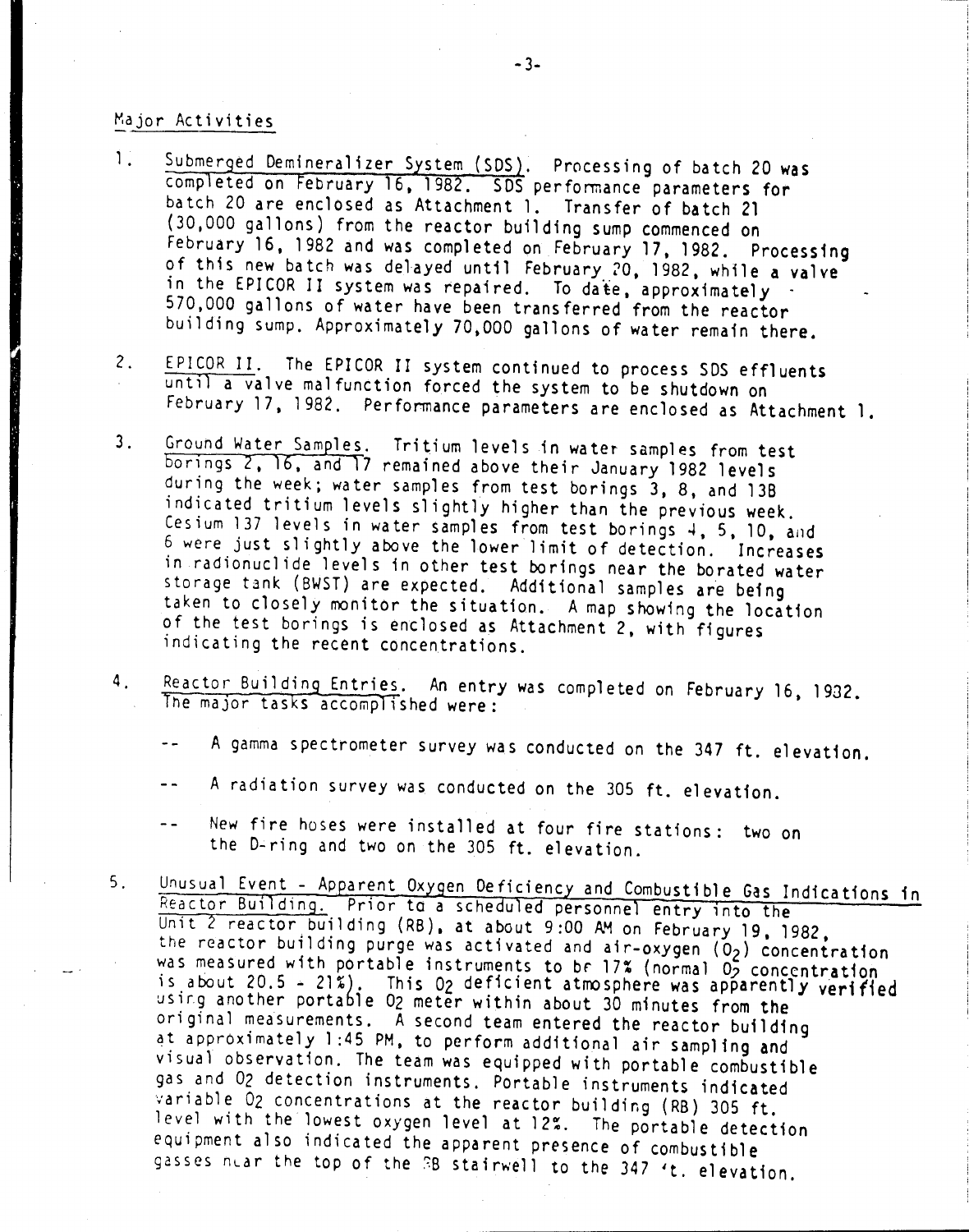## Major Activities

1. Submerged Demineralizer System (SDS). Processing of batch 20 was completed on February 16, 1982. SDS performance parameters for batch 20 are enclosed as Attachment 1. Transfer of batch 21 (30,000 gallons) from the reactor building sump commenced on February 16, 1982 and was completed on February 17, 1982. Processing of this new batch was delayed until February 20, 1982, while a valve in the EPICOR II system was repaired. To date, approximately 570,000 gallons of water have been transferred from the reactor building sump. Approximately 70,000 gallons of water remain there.

2. EPICOR II. The EPICOR II system continued to process SDS effluents until a valve malfunction forced the system to be shutdown on February 17, 1982. Performance parameters are enclosed as Attachment 1.

3. Ground Water Samples. Tritium levels in water samples from test borings 2, 16, and 17 remained above their January 1982 levels during the week; water samples from test borings 3, 8, and 13B indicated tritium levels slightly higher than the previous week. Cesium 137 levels in water samples from test borings 4, 5, 10, and 6 were just slightly above the lower limit of detection. Increases in radionuclide levels in other test borings near the borated water storage tank (BWST) are expected. Additional samples are being taken to closely monitor the situation. A map showing the location of the test borings is enclosed as Attachment 2, with figures indicating the recent concentrations.

4. Reactor Building Entries. An entry was completed on February 16, 1982. The major tasks accomplished were:

   -- A gamma spectrometer survey was conducted on the 347 ft. elevation.

   -- A radiation survey was conducted on the 305 ft. elevation.

   -- New fire hoses were installed at four fire stations: two on the D-ring and two on the 305 ft. elevation.

5. Unusual Event - Apparent Oxygen Deficiency and Combustible Gas Indications in Reactor Building. Prior to a scheduled personnel entry into the Unit 2 reactor building (RB), at about 9:00 AM on February 19, 1982, the reactor building purge was activated and air-oxygen ($O_2$) concentration was measured with portable instruments to be 17% (normal $O_2$ concentration is about 20.5 - 21%). This $O_2$ deficient atmosphere was apparently verified using another portable $O_2$ meter within about 30 minutes from the original measurements. A second team entered the reactor building at approximately 1:45 PM, to perform additional air sampling and visual observation. The team was equipped with portable combustible gas and $O_2$ detection instruments. Portable instruments indicated variable $O_2$ concentrations at the reactor building (RB) 305 ft. level with the lowest oxygen level at 12%. The portable detection equipment also indicated the apparent presence of combustible gasses near the top of the RB stairwell to the 347 ft. elevation.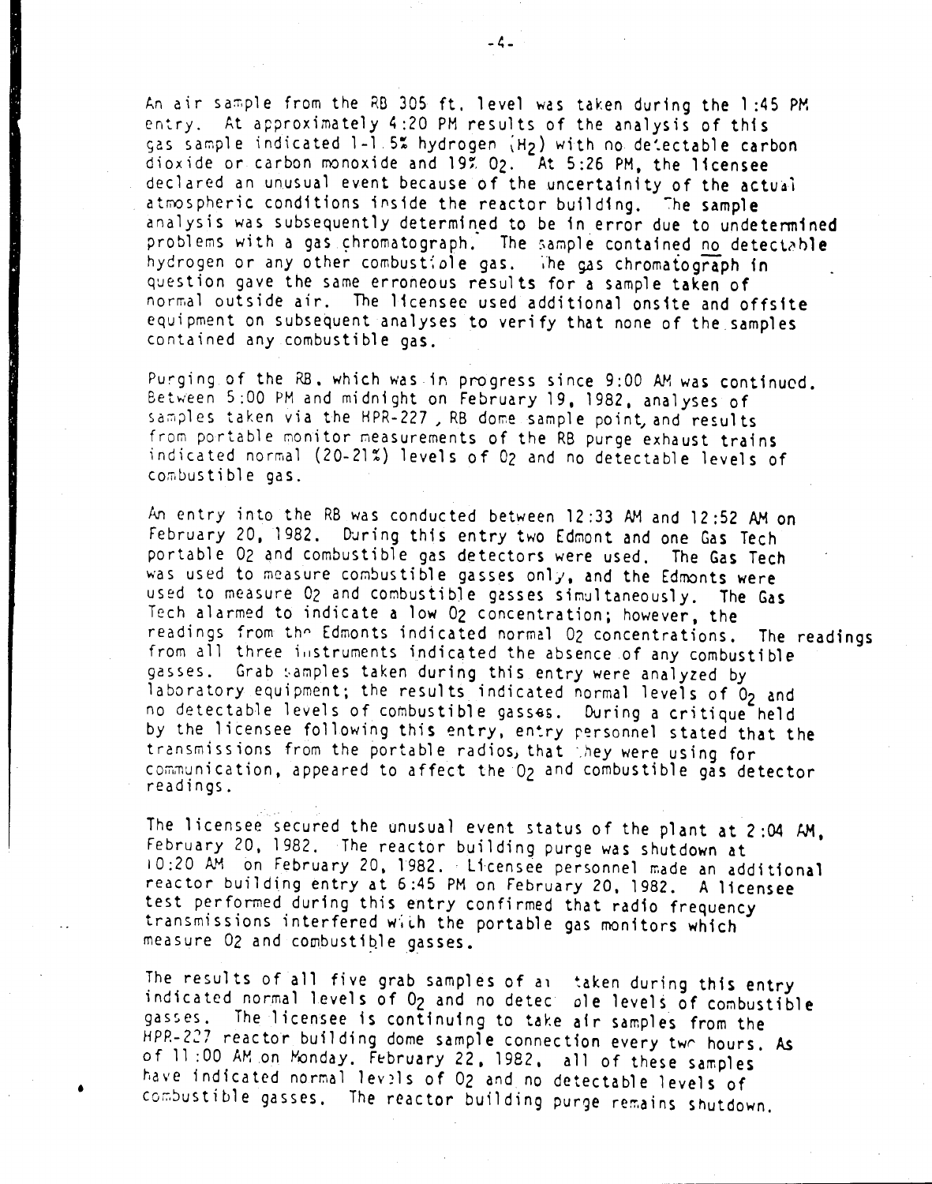An air sample from the RB 305 ft. level was taken during the 1:45 PM entry. At approximately 4:20 PM results of the analysis of this gas sample indicated 1-1.5% hydrogen ($H_2$) with no detectable carbon dioxide or carbon monoxide and 19% $O_2$. At 5:26 PM, the licensee declared an unusual event because of the uncertainity of the actual atmospheric conditions inside the reactor building. The sample analysis was subsequently determined to be in error due to undetermined problems with a gas chromatograph. The sample contained no detectable hydrogen or any other combustible gas. The gas chromatograph in question gave the same erroneous results for a sample taken of normal outside air. The licensee used additional onsite and offsite equipment on subsequent analyses to verify that none of the samples contained any combustible gas.

Purging of the RB, which was in progress since 9:00 AM was continued. Between 5:00 PM and midnight on February 19, 1982, analyses of samples taken via the HPR-227, RB dome sample point, and results from portable monitor measurements of the RB purge exhaust trains indicated normal (20-21%) levels of $O_2$ and no detectable levels of combustible gas.

An entry into the RB was conducted between 12:33 AM and 12:52 AM on February 20, 1982. During this entry two Edmont and one Gas Tech portable $O_2$ and combustible gas detectors were used. The Gas Tech was used to measure combustible gasses only, and the Edmonts were used to measure $O_2$ and combustible gasses simultaneously. The Gas Tech alarmed to indicate a low $O_2$ concentration; however, the readings from the Edmonts indicated normal $O_2$ concentrations. The readings from all three instruments indicated the absence of any combustible gasses. Grab samples taken during this entry were analyzed by laboratory equipment; the results indicated normal levels of $O_2$ and no detectable levels of combustible gasses. During a critique held by the licensee following this entry, entry personnel stated that the transmissions from the portable radios, that they were using for communication, appeared to affect the $O_2$ and combustible gas detector readings.

The licensee secured the unusual event status of the plant at 2:04 AM, February 20, 1982. The reactor building purge was shutdown at 10:20 AM on February 20, 1982. Licensee personnel made an additional reactor building entry at 6:45 PM on February 20, 1982. A licensee test performed during this entry confirmed that radio frequency transmissions interfered with the portable gas monitors which measure $O_2$ and combustible gasses.

The results of all five grab samples of air taken during this entry indicated normal levels of $O_2$ and no detectable levels of combustible gasses. The licensee is continuing to take air samples from the HPR-227 reactor building dome sample connection every two hours. As of 11:00 AM on Monday, February 22, 1982, all of these samples have indicated normal levels of $O_2$ and no detectable levels of combustible gasses. The reactor building purge remains shutdown.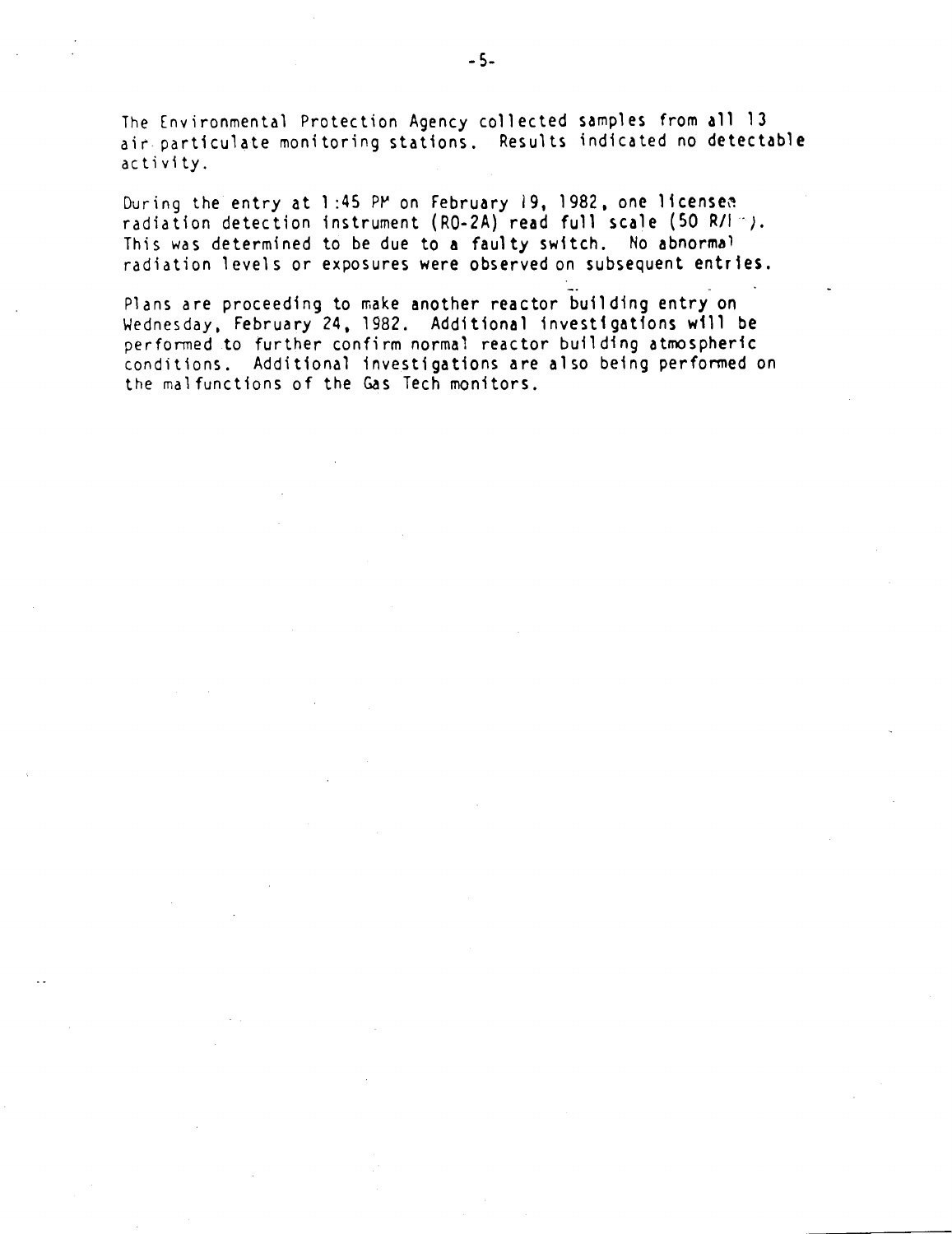The Environmental Protection Agency collected samples from all 13 air particulate monitoring stations. Results indicated no detectable activity.

During the entry at 1:45 PM on February 19, 1982, one licensee radiation detection instrument (RO-2A) read full scale (50 R/hr). This was determined to be due to a faulty switch. No abnormal radiation levels or exposures were observed on subsequent entries.

Plans are proceeding to make another reactor building entry on Wednesday, February 24, 1982. Additional investigations will be performed to further confirm normal reactor building atmospheric conditions. Additional investigations are also being performed on the malfunctions of the Gas Tech monitors.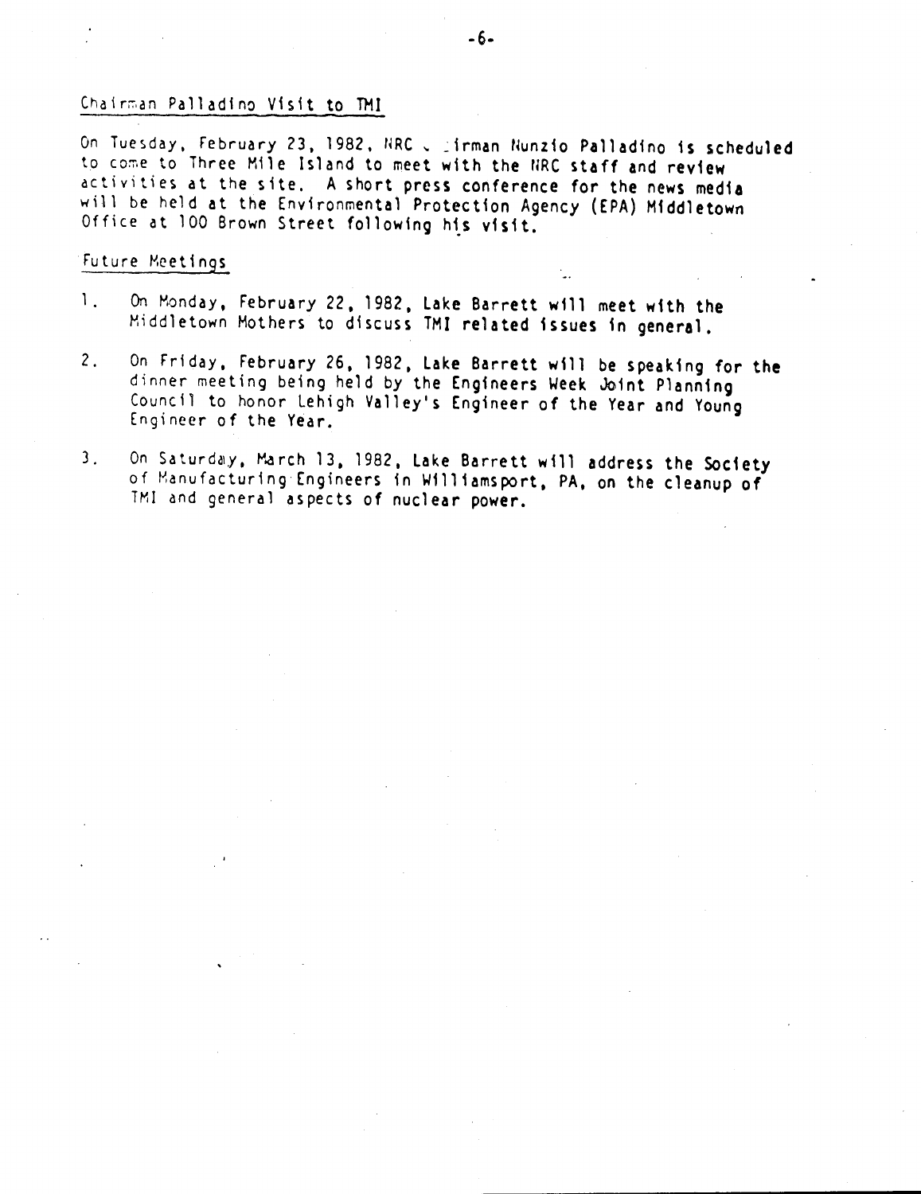## Chairman Palladino Visit to TMI

On Tuesday, February 23, 1982, NRC Chairman Nunzio Palladino is scheduled to come to Three Mile Island to meet with the NRC staff and review activities at the site. A short press conference for the news media will be held at the Environmental Protection Agency (EPA) Middletown Office at 100 Brown Street following his visit.

## Future Meetings

1. On Monday, February 22, 1982, Lake Barrett will meet with the Middletown Mothers to discuss TMI related issues in general.

2. On Friday, February 26, 1982, Lake Barrett will be speaking for the dinner meeting being held by the Engineers Week Joint Planning Council to honor Lehigh Valley's Engineer of the Year and Young Engineer of the Year.

3. On Saturday, March 13, 1982, Lake Barrett will address the Society of Manufacturing Engineers in Williamsport, PA, on the cleanup of TMI and general aspects of nuclear power.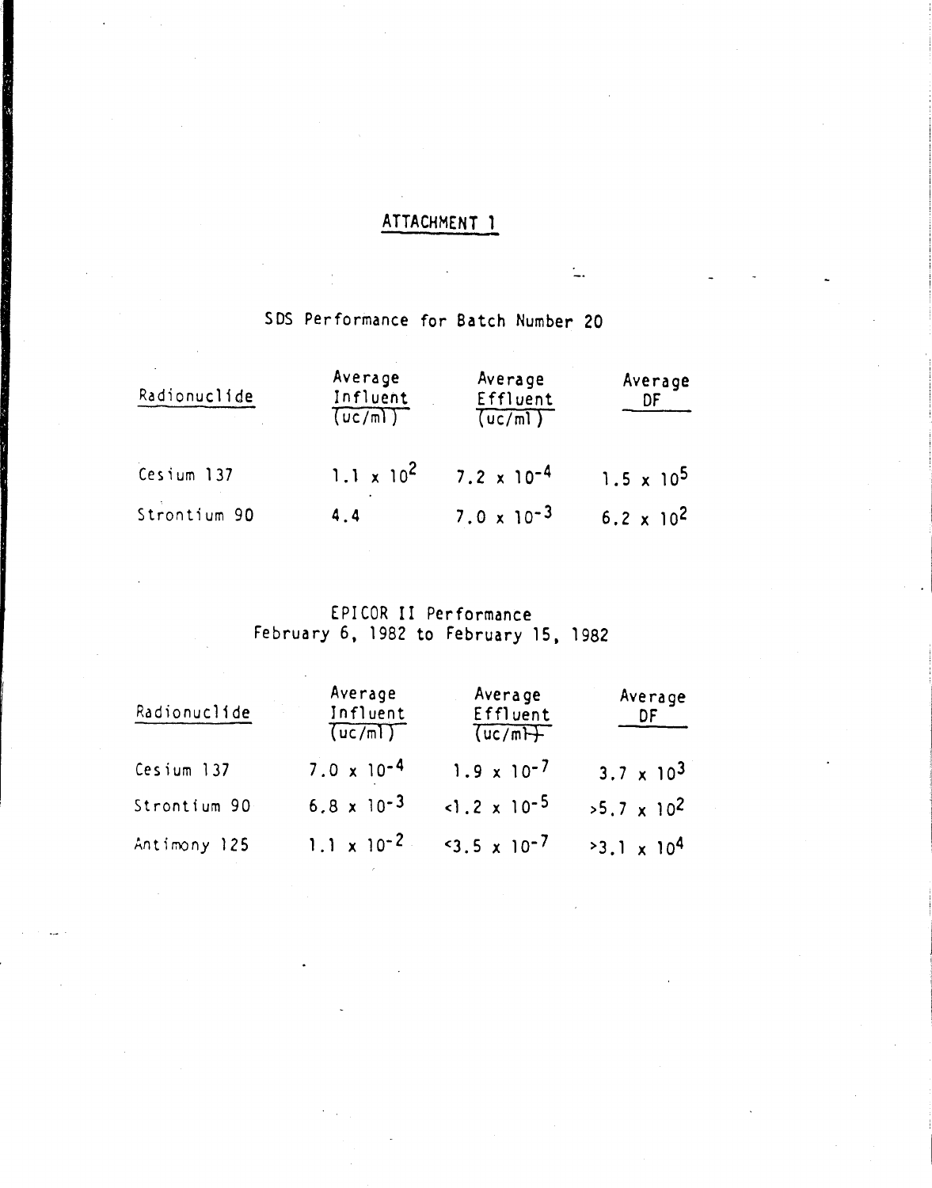## ATTACHMENT 1

### SDS Performance for Batch Number 20

| Radionuclide | Average Influent (uc/ml) | Average Effluent (uc/ml) | Average DF |
|---|---|---|---|
| Cesium 137 | $1.1 \times 10^{2}$ | $7.2 \times 10^{-4}$ | $1.5 \times 10^{5}$ |
| Strontium 90 | 4.4 | $7.0 \times 10^{-3}$ | $6.2 \times 10^{2}$ |

### EPICOR II Performance
### February 6, 1982 to February 15, 1982

| Radionuclide | Average Influent (uc/ml) | Average Effluent (uc/ml) | Average DF |
|---|---|---|---|
| Cesium 137 | $7.0 \times 10^{-4}$ | $1.9 \times 10^{-7}$ | $3.7 \times 10^{3}$ |
| Strontium 90 | $6.8 \times 10^{-3}$ | $<1.2 \times 10^{-5}$ | $>5.7 \times 10^{2}$ |
| Antimony 125 | $1.1 \times 10^{-2}$ | $<3.5 \times 10^{-7}$ | $>3.1 \times 10^{4}$ |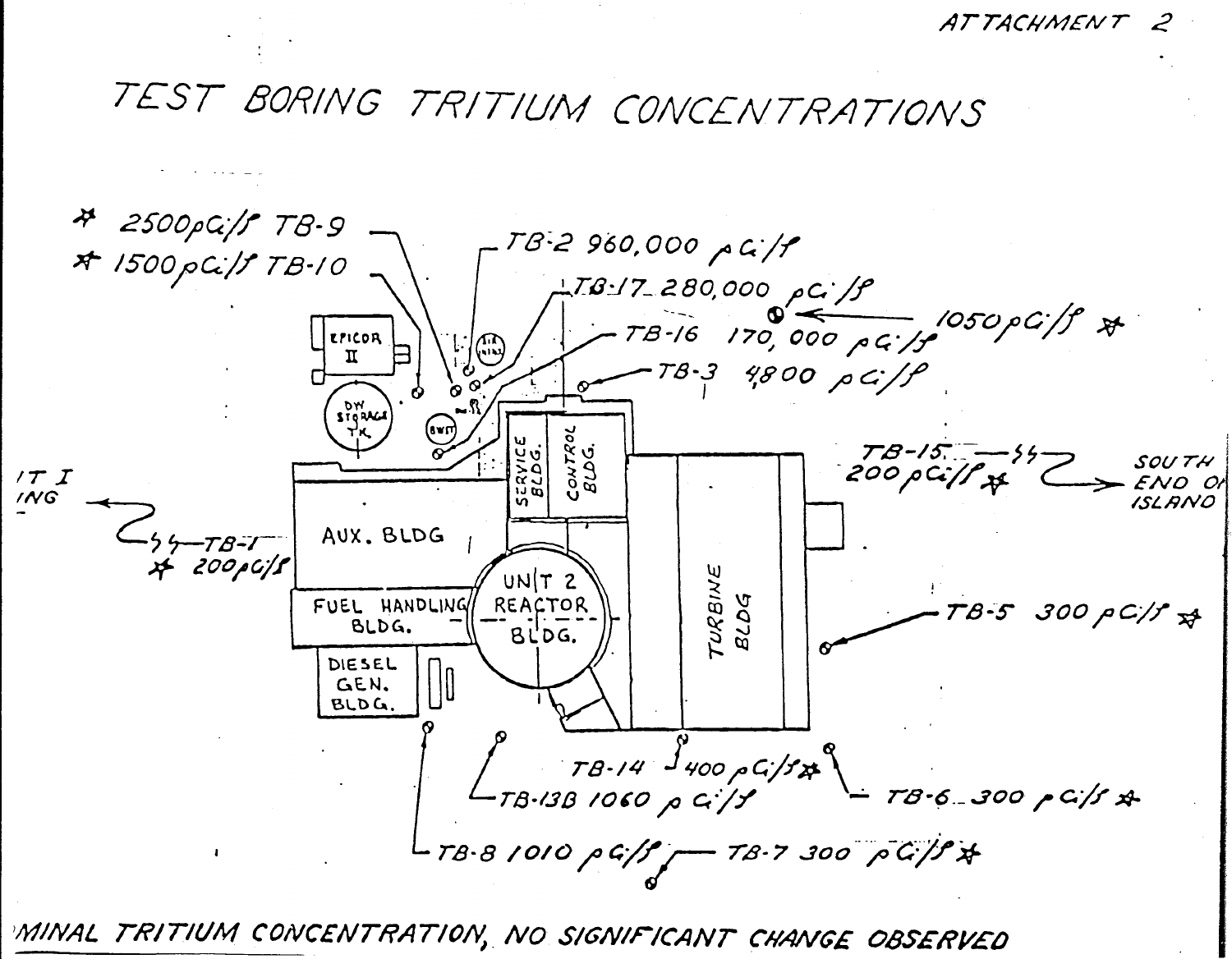ATTACHMENT 2

# TEST BORING TRITIUM CONCENTRATIONS

☆ 2500 pCi/l TB-9

☆ 1500 pCi/l TB-10

TB-2 960,000 pCi/l

TB-17 280,000 pCi/l

1050 pCi/l ☆

TB-16 170,000 pCi/l

TB-3 4800 pCi/l

EPICOR II

DW STORAGE TK

BWST

SERVICE BLDG.

CONTROL BLDG.

TB-15 200 pCi/l ☆

SOUTH END OF ISLAND

...IT I ...ING

TB-1 ☆ 200 pCi/l

AUX. BLDG

UNIT 2 REACTOR BLDG.

TURBINE BLDG

FUEL HANDLING BLDG.

TB-5 300 pCi/l ☆

DIESEL GEN. BLDG.

TB-14 400 pCi/l ☆

TB-13B 1060 pCi/l

TB-6 300 pCi/l ☆

TB-8 1010 pCi/l

TB-7 300 pCi/l ☆

☆ ...MINAL TRITIUM CONCENTRATION, NO SIGNIFICANT CHANGE OBSERVED